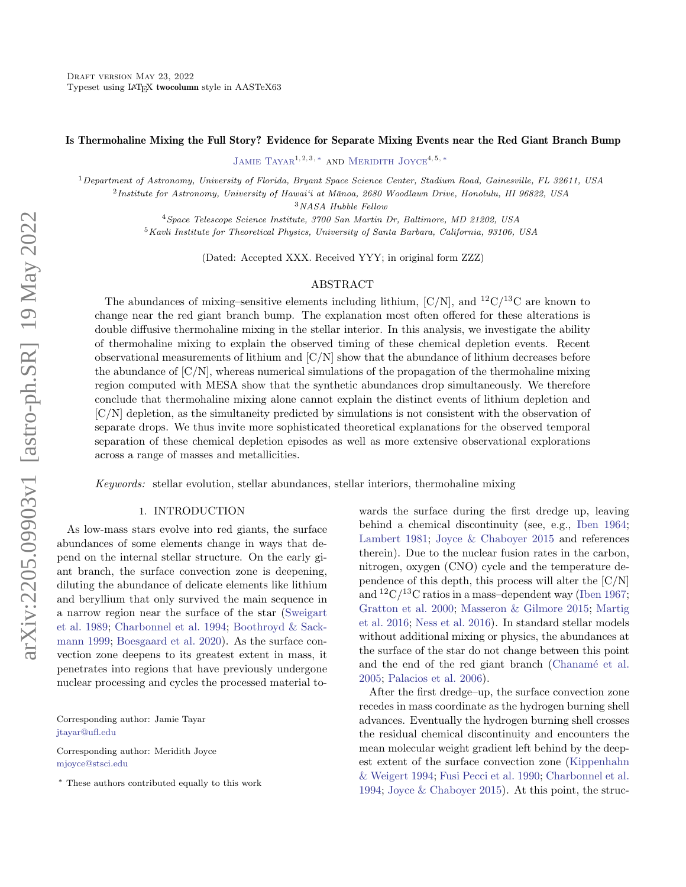Draft version May 23, 2022
Typeset using LaTeX **twocolumn** style in AASTeX63

# Is Thermohaline Mixing the Full Story? Evidence for Separate Mixing Events near the Red Giant Branch Bump

Jamie Tayar[1,2,3,*] and Meridith Joyce[4,5,*]

[1] *Department of Astronomy, University of Florida, Bryant Space Science Center, Stadium Road, Gainesville, FL 32611, USA*
[2] *Institute for Astronomy, University of Hawai'i at Mānoa, 2680 Woodlawn Drive, Honolulu, HI 96822, USA*
[3] *NASA Hubble Fellow*
[4] *Space Telescope Science Institute, 3700 San Martin Dr, Baltimore, MD 21202, USA*
[5] *Kavli Institute for Theoretical Physics, University of Santa Barbara, California, 93106, USA*

(Dated: Accepted XXX. Received YYY; in original form ZZZ)

## ABSTRACT

The abundances of mixing–sensitive elements including lithium, [C/N], and $^{12}C/^{13}C$ are known to change near the red giant branch bump. The explanation most often offered for these alterations is double diffusive thermohaline mixing in the stellar interior. In this analysis, we investigate the ability of thermohaline mixing to explain the observed timing of these chemical depletion events. Recent observational measurements of lithium and [C/N] show that the abundance of lithium decreases before the abundance of [C/N], whereas numerical simulations of the propagation of the thermohaline mixing region computed with MESA show that the synthetic abundances drop simultaneously. We therefore conclude that thermohaline mixing alone cannot explain the distinct events of lithium depletion and [C/N] depletion, as the simultaneity predicted by simulations is not consistent with the observation of separate drops. We thus invite more sophisticated theoretical explanations for the observed temporal separation of these chemical depletion episodes as well as more extensive observational explorations across a range of masses and metallicities.

*Keywords:* stellar evolution, stellar abundances, stellar interiors, thermohaline mixing

## 1. INTRODUCTION

As low-mass stars evolve into red giants, the surface abundances of some elements change in ways that depend on the internal stellar structure. On the early giant branch, the surface convection zone is deepening, diluting the abundance of delicate elements like lithium and beryllium that only survived the main sequence in a narrow region near the surface of the star (Sweigart et al. 1989; Charbonnel et al. 1994; Boothroyd & Sackmann 1999; Boesgaard et al. 2020). As the surface convection zone deepens to its greatest extent in mass, it penetrates into regions that have previously undergone nuclear processing and cycles the processed material towards the surface during the first dredge up, leaving behind a chemical discontinuity (see, e.g., Iben 1964; Lambert 1981; Joyce & Chaboyer 2015 and references therein). Due to the nuclear fusion rates in the carbon, nitrogen, oxygen (CNO) cycle and the temperature dependence of this depth, this process will alter the [C/N] and $^{12}C/^{13}C$ ratios in a mass–dependent way (Iben 1967; Gratton et al. 2000; Masseron & Gilmore 2015; Martig et al. 2016; Ness et al. 2016). In standard stellar models without additional mixing or physics, the abundances at the surface of the star do not change between this point and the end of the red giant branch (Chanamé et al. 2005; Palacios et al. 2006).

After the first dredge–up, the surface convection zone recedes in mass coordinate as the hydrogen burning shell advances. Eventually the hydrogen burning shell crosses the residual chemical discontinuity and encounters the mean molecular weight gradient left behind by the deepest extent of the surface convection zone (Kippenhahn & Weigert 1994; Fusi Pecci et al. 1990; Charbonnel et al. 1994; Joyce & Chaboyer 2015). At this point, the struc-

Corresponding author: Jamie Tayar
jtayar@ufl.edu

Corresponding author: Meridith Joyce
mjoyce@stsci.edu

[*] These authors contributed equally to this work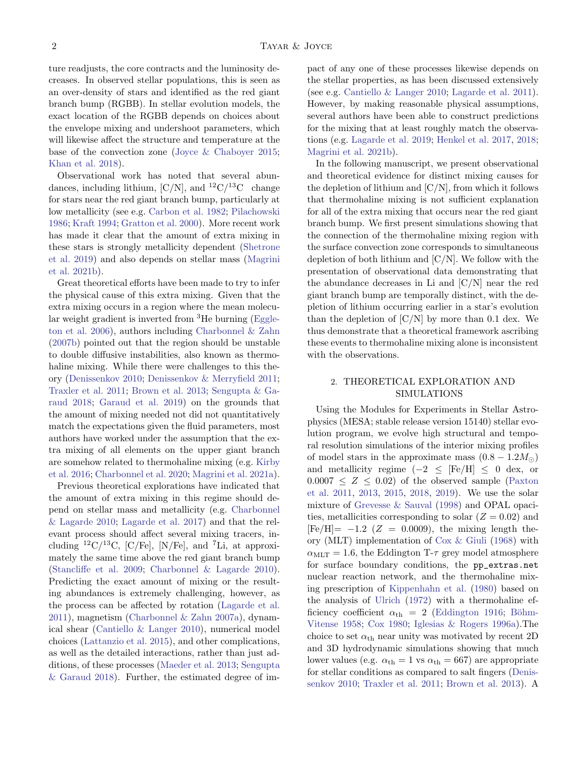ture readjusts, the core contracts and the luminosity decreases. In observed stellar populations, this is seen as an over-density of stars and identified as the red giant branch bump (RGBB). In stellar evolution models, the exact location of the RGBB depends on choices about the envelope mixing and undershoot parameters, which will likewise affect the structure and temperature at the base of the convection zone (Joyce & Chaboyer 2015; Khan et al. 2018).

Observational work has noted that several abundances, including lithium, [C/N], and $^{12}$C/$^{13}$C change for stars near the red giant branch bump, particularly at low metallicity (see e.g. Carbon et al. 1982; Pilachowski 1986; Kraft 1994; Gratton et al. 2000). More recent work has made it clear that the amount of extra mixing in these stars is strongly metallicity dependent (Shetrone et al. 2019) and also depends on stellar mass (Magrini et al. 2021b).

Great theoretical efforts have been made to try to infer the physical cause of this extra mixing. Given that the extra mixing occurs in a region where the mean molecular weight gradient is inverted from $^{3}$He burning (Eggleton et al. 2006), authors including Charbonnel & Zahn (2007b) pointed out that the region should be unstable to double diffusive instabilities, also known as thermohaline mixing. While there were challenges to this theory (Denissenkov 2010; Denissenkov & Merryfield 2011; Traxler et al. 2011; Brown et al. 2013; Sengupta & Garaud 2018; Garaud et al. 2019) on the grounds that the amount of mixing needed not did not quantitatively match the expectations given the fluid parameters, most authors have worked under the assumption that the extra mixing of all elements on the upper giant branch are somehow related to thermohaline mixing (e.g. Kirby et al. 2016; Charbonnel et al. 2020; Magrini et al. 2021a).

Previous theoretical explorations have indicated that the amount of extra mixing in this regime should depend on stellar mass and metallicity (e.g. Charbonnel & Lagarde 2010; Lagarde et al. 2017) and that the relevant process should affect several mixing tracers, including $^{12}$C/$^{13}$C, [C/Fe], [N/Fe], and $^{7}$Li, at approximately the same time above the red giant branch bump (Stancliffe et al. 2009; Charbonnel & Lagarde 2010). Predicting the exact amount of mixing or the resulting abundances is extremely challenging, however, as the process can be affected by rotation (Lagarde et al. 2011), magnetism (Charbonnel & Zahn 2007a), dynamical shear (Cantiello & Langer 2010), numerical model choices (Lattanzio et al. 2015), and other complications, as well as the detailed interactions, rather than just additions, of these processes (Maeder et al. 2013; Sengupta & Garaud 2018). Further, the estimated degree of impact of any one of these processes likewise depends on the stellar properties, as has been discussed extensively (see e.g. Cantiello & Langer 2010; Lagarde et al. 2011). However, by making reasonable physical assumptions, several authors have been able to construct predictions for the mixing that at least roughly match the observations (e.g. Lagarde et al. 2019; Henkel et al. 2017, 2018; Magrini et al. 2021b).

In the following manuscript, we present observational and theoretical evidence for distinct mixing causes for the depletion of lithium and [C/N], from which it follows that thermohaline mixing is not sufficient explanation for all of the extra mixing that occurs near the red giant branch bump. We first present simulations showing that the connection of the thermohaline mixing region with the surface convection zone corresponds to simultaneous depletion of both lithium and [C/N]. We follow with the presentation of observational data demonstrating that the abundance decreases in Li and [C/N] near the red giant branch bump are temporally distinct, with the depletion of lithium occurring earlier in a star's evolution than the depletion of [C/N] by more than 0.1 dex. We thus demonstrate that a theoretical framework ascribing these events to thermohaline mixing alone is inconsistent with the observations.

## 2. THEORETICAL EXPLORATION AND SIMULATIONS

Using the Modules for Experiments in Stellar Astrophysics (MESA; stable release version 15140) stellar evolution program, we evolve high structural and temporal resolution simulations of the interior mixing profiles of model stars in the approximate mass ($0.8 - 1.2 M_{\odot}$) and metallicity regime ($-2 \leq$ [Fe/H] $\leq 0$ dex, or $0.0007 \leq Z \leq 0.02$) of the observed sample (Paxton et al. 2011, 2013, 2015, 2018, 2019). We use the solar mixture of Grevesse & Sauval (1998) and OPAL opacities, metallicities corresponding to solar ($Z = 0.02$) and [Fe/H]$= -1.2$ ($Z = 0.0009$), the mixing length theory (MLT) implementation of Cox & Giuli (1968) with $\alpha_{\rm MLT} = 1.6$, the Eddington T-$\tau$ grey model atmosphere for surface boundary conditions, the `pp_extras.net` nuclear reaction network, and the thermohaline mixing prescription of Kippenhahn et al. (1980) based on the analysis of Ulrich (1972) with a thermohaline efficiency coefficient $\alpha_{\rm th} = 2$ (Eddington 1916; Böhm-Vitense 1958; Cox 1980; Iglesias & Rogers 1996a).The choice to set $\alpha_{\rm th}$ near unity was motivated by recent 2D and 3D hydrodynamic simulations showing that much lower values (e.g. $\alpha_{\rm th} = 1$ vs $\alpha_{\rm th} = 667$) are appropriate for stellar conditions as compared to salt fingers (Denissenkov 2010; Traxler et al. 2011; Brown et al. 2013). A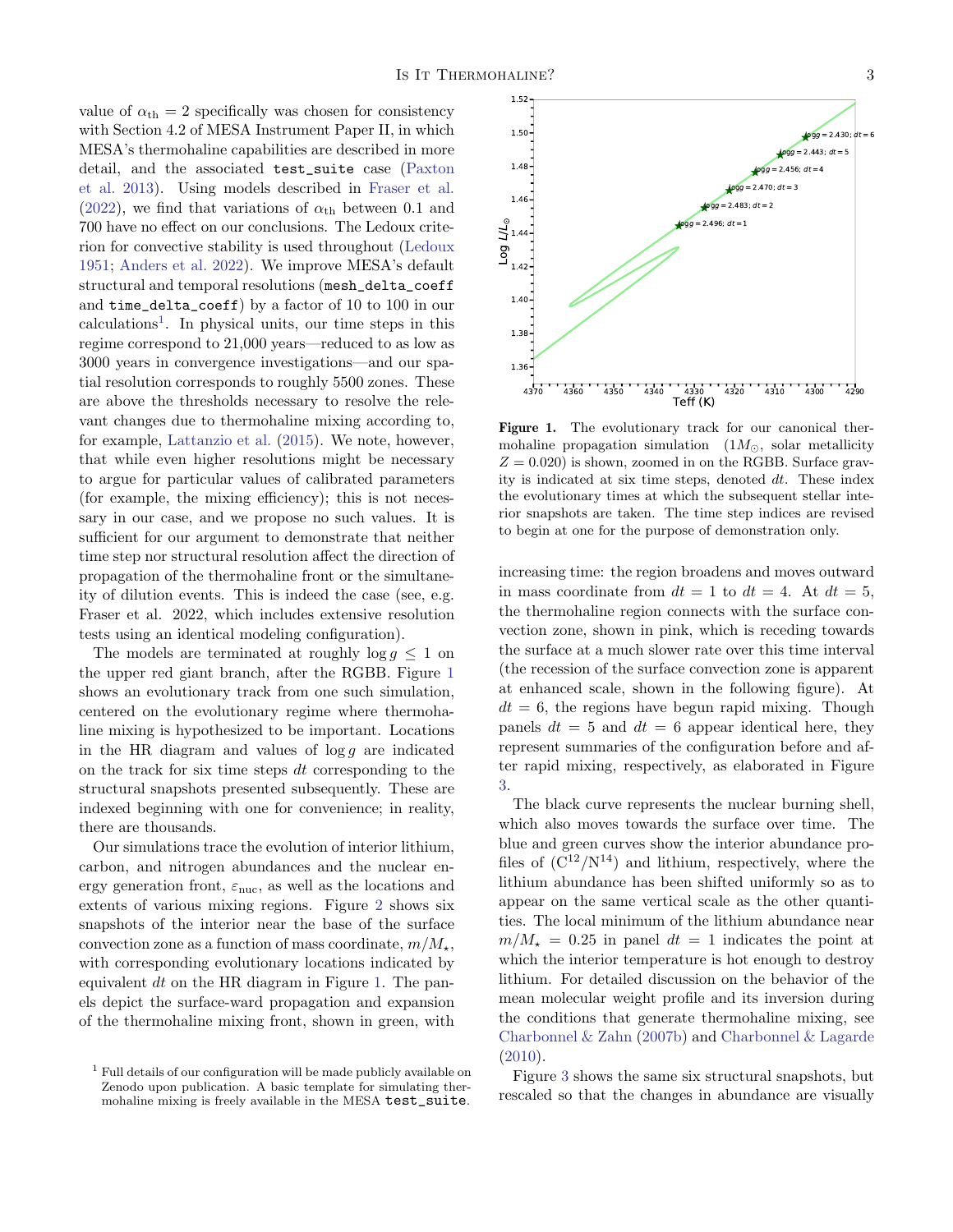value of $\alpha_{\rm th} = 2$ specifically was chosen for consistency with Section 4.2 of MESA Instrument Paper II, in which MESA's thermohaline capabilities are described in more detail, and the associated `test_suite` case (Paxton et al. 2013). Using models described in Fraser et al. (2022), we find that variations of $\alpha_{\rm th}$ between 0.1 and 700 have no effect on our conclusions. The Ledoux criterion for convective stability is used throughout (Ledoux 1951; Anders et al. 2022). We improve MESA's default structural and temporal resolutions (`mesh_delta_coeff` and `time_delta_coeff`) by a factor of 10 to 100 in our calculations[1]. In physical units, our time steps in this regime correspond to 21,000 years—reduced to as low as 3000 years in convergence investigations—and our spatial resolution corresponds to roughly 5500 zones. These are above the thresholds necessary to resolve the relevant changes due to thermohaline mixing according to, for example, Lattanzio et al. (2015). We note, however, that while even higher resolutions might be necessary to argue for particular values of calibrated parameters (for example, the mixing efficiency); this is not necessary in our case, and we propose no such values. It is sufficient for our argument to demonstrate that neither time step nor structural resolution affect the direction of propagation of the thermohaline front or the simultaneity of dilution events. This is indeed the case (see, e.g. Fraser et al. 2022, which includes extensive resolution tests using an identical modeling configuration).

The models are terminated at roughly $\log g \leq 1$ on the upper red giant branch, after the RGBB. Figure 1 shows an evolutionary track from one such simulation, centered on the evolutionary regime where thermohaline mixing is hypothesized to be important. Locations in the HR diagram and values of $\log g$ are indicated on the track for six time steps $dt$ corresponding to the structural snapshots presented subsequently. These are indexed beginning with one for convenience; in reality, there are thousands.

Our simulations trace the evolution of interior lithium, carbon, and nitrogen abundances and the nuclear energy generation front, $\varepsilon_{\rm nuc}$, as well as the locations and extents of various mixing regions. Figure 2 shows six snapshots of the interior near the base of the surface convection zone as a function of mass coordinate, $m/M_\star$, with corresponding evolutionary locations indicated by equivalent $dt$ on the HR diagram in Figure 1. The panels depict the surface-ward propagation and expansion of the thermohaline mixing front, shown in green, with increasing time: the region broadens and moves outward in mass coordinate from $dt = 1$ to $dt = 4$. At $dt = 5$, the thermohaline region connects with the surface convection zone, shown in pink, which is receding towards the surface at a much slower rate over this time interval (the recession of the surface convection zone is apparent at enhanced scale, shown in the following figure). At $dt = 6$, the regions have begun rapid mixing. Though panels $dt = 5$ and $dt = 6$ appear identical here, they represent summaries of the configuration before and after rapid mixing, respectively, as elaborated in Figure 3.

**Figure 1.** The evolutionary track for our canonical thermohaline propagation simulation ($1M_\odot$, solar metallicity $Z = 0.020$) is shown, zoomed in on the RGBB. Surface gravity is indicated at six time steps, denoted $dt$. These index the evolutionary times at which the subsequent stellar interior snapshots are taken. The time step indices are revised to begin at one for the purpose of demonstration only.

The black curve represents the nuclear burning shell, which also moves towards the surface over time. The blue and green curves show the interior abundance profiles of ($C^{12}/N^{14}$) and lithium, respectively, where the lithium abundance has been shifted uniformly so as to appear on the same vertical scale as the other quantities. The local minimum of the lithium abundance near $m/M_\star = 0.25$ in panel $dt = 1$ indicates the point at which the interior temperature is hot enough to destroy lithium. For detailed discussion on the behavior of the mean molecular weight profile and its inversion during the conditions that generate thermohaline mixing, see Charbonnel & Zahn (2007b) and Charbonnel & Lagarde (2010).

Figure 3 shows the same six structural snapshots, but rescaled so that the changes in abundance are visually

[1] Full details of our configuration will be made publicly available on Zenodo upon publication. A basic template for simulating thermohaline mixing is freely available in the MESA `test_suite`.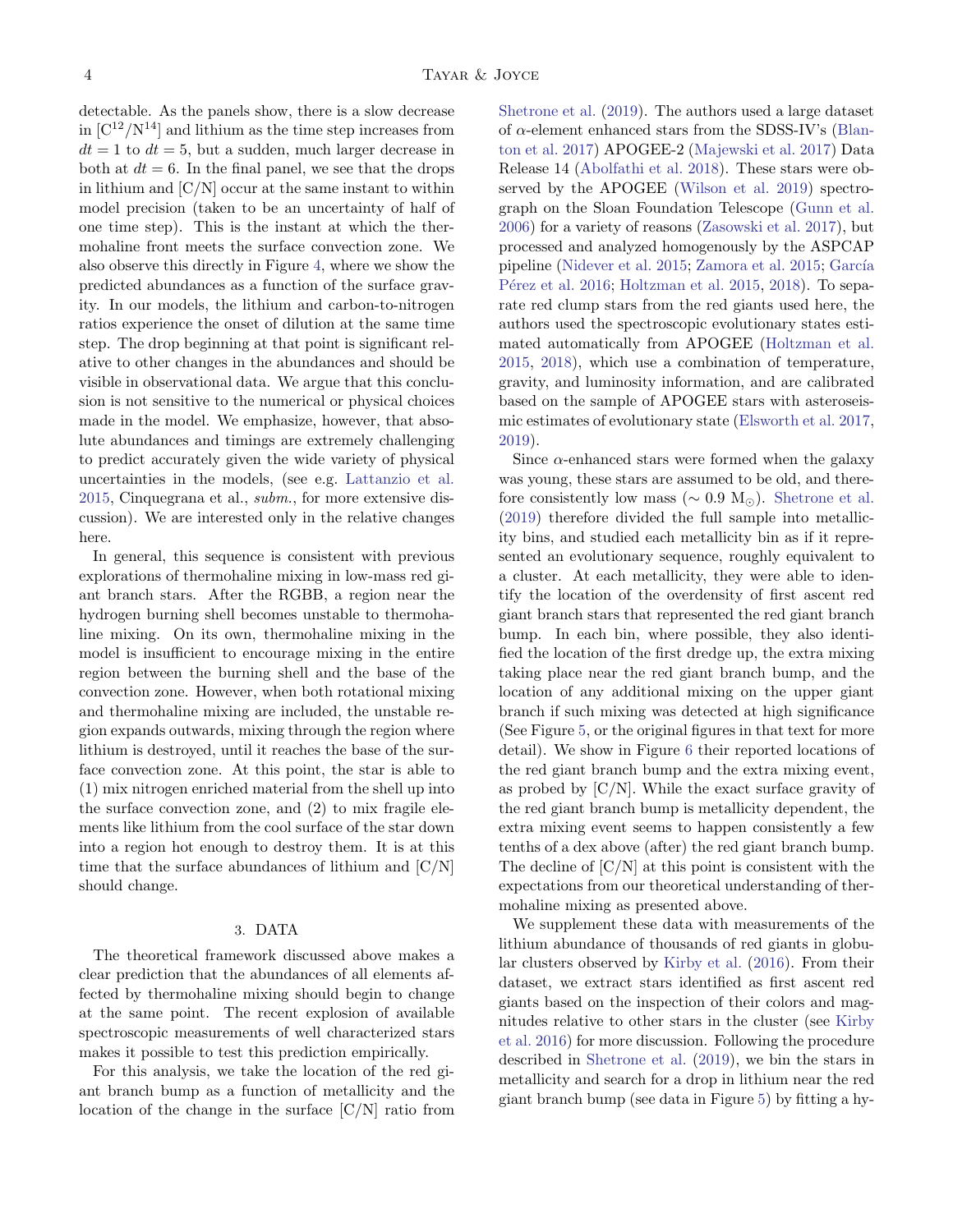detectable. As the panels show, there is a slow decrease in [$C^{12}/N^{14}$] and lithium as the time step increases from $dt = 1$ to $dt = 5$, but a sudden, much larger decrease in both at $dt = 6$. In the final panel, we see that the drops in lithium and [C/N] occur at the same instant to within model precision (taken to be an uncertainty of half of one time step). This is the instant at which the thermohaline front meets the surface convection zone. We also observe this directly in Figure 4, where we show the predicted abundances as a function of the surface gravity. In our models, the lithium and carbon-to-nitrogen ratios experience the onset of dilution at the same time step. The drop beginning at that point is significant relative to other changes in the abundances and should be visible in observational data. We argue that this conclusion is not sensitive to the numerical or physical choices made in the model. We emphasize, however, that absolute abundances and timings are extremely challenging to predict accurately given the wide variety of physical uncertainties in the models, (see e.g. Lattanzio et al. 2015, Cinquegrana et al., *subm.*, for more extensive discussion). We are interested only in the relative changes here.

In general, this sequence is consistent with previous explorations of thermohaline mixing in low-mass red giant branch stars. After the RGBB, a region near the hydrogen burning shell becomes unstable to thermohaline mixing. On its own, thermohaline mixing in the model is insufficient to encourage mixing in the entire region between the burning shell and the base of the convection zone. However, when both rotational mixing and thermohaline mixing are included, the unstable region expands outwards, mixing through the region where lithium is destroyed, until it reaches the base of the surface convection zone. At this point, the star is able to (1) mix nitrogen enriched material from the shell up into the surface convection zone, and (2) to mix fragile elements like lithium from the cool surface of the star down into a region hot enough to destroy them. It is at this time that the surface abundances of lithium and [C/N] should change.

## 3. DATA

The theoretical framework discussed above makes a clear prediction that the abundances of all elements affected by thermohaline mixing should begin to change at the same point. The recent explosion of available spectroscopic measurements of well characterized stars makes it possible to test this prediction empirically.

For this analysis, we take the location of the red giant branch bump as a function of metallicity and the location of the change in the surface [C/N] ratio from Shetrone et al. (2019). The authors used a large dataset of $\alpha$-element enhanced stars from the SDSS-IV's (Blanton et al. 2017) APOGEE-2 (Majewski et al. 2017) Data Release 14 (Abolfathi et al. 2018). These stars were observed by the APOGEE (Wilson et al. 2019) spectrograph on the Sloan Foundation Telescope (Gunn et al. 2006) for a variety of reasons (Zasowski et al. 2017), but processed and analyzed homogenously by the ASPCAP pipeline (Nidever et al. 2015; Zamora et al. 2015; García Pérez et al. 2016; Holtzman et al. 2015, 2018). To separate red clump stars from the red giants used here, the authors used the spectroscopic evolutionary states estimated automatically from APOGEE (Holtzman et al. 2015, 2018), which use a combination of temperature, gravity, and luminosity information, and are calibrated based on the sample of APOGEE stars with asteroseismic estimates of evolutionary state (Elsworth et al. 2017, 2019).

Since $\alpha$-enhanced stars were formed when the galaxy was young, these stars are assumed to be old, and therefore consistently low mass ($\sim 0.9$ $M_{\odot}$). Shetrone et al. (2019) therefore divided the full sample into metallicity bins, and studied each metallicity bin as if it represented an evolutionary sequence, roughly equivalent to a cluster. At each metallicity, they were able to identify the location of the overdensity of first ascent red giant branch stars that represented the red giant branch bump. In each bin, where possible, they also identified the location of the first dredge up, the extra mixing taking place near the red giant branch bump, and the location of any additional mixing on the upper giant branch if such mixing was detected at high significance (See Figure 5, or the original figures in that text for more detail). We show in Figure 6 their reported locations of the red giant branch bump and the extra mixing event, as probed by [C/N]. While the exact surface gravity of the red giant branch bump is metallicity dependent, the extra mixing event seems to happen consistently a few tenths of a dex above (after) the red giant branch bump. The decline of [C/N] at this point is consistent with the expectations from our theoretical understanding of thermohaline mixing as presented above.

We supplement these data with measurements of the lithium abundance of thousands of red giants in globular clusters observed by Kirby et al. (2016). From their dataset, we extract stars identified as first ascent red giants based on the inspection of their colors and magnitudes relative to other stars in the cluster (see Kirby et al. 2016) for more discussion. Following the procedure described in Shetrone et al. (2019), we bin the stars in metallicity and search for a drop in lithium near the red giant branch bump (see data in Figure 5) by fitting a hy-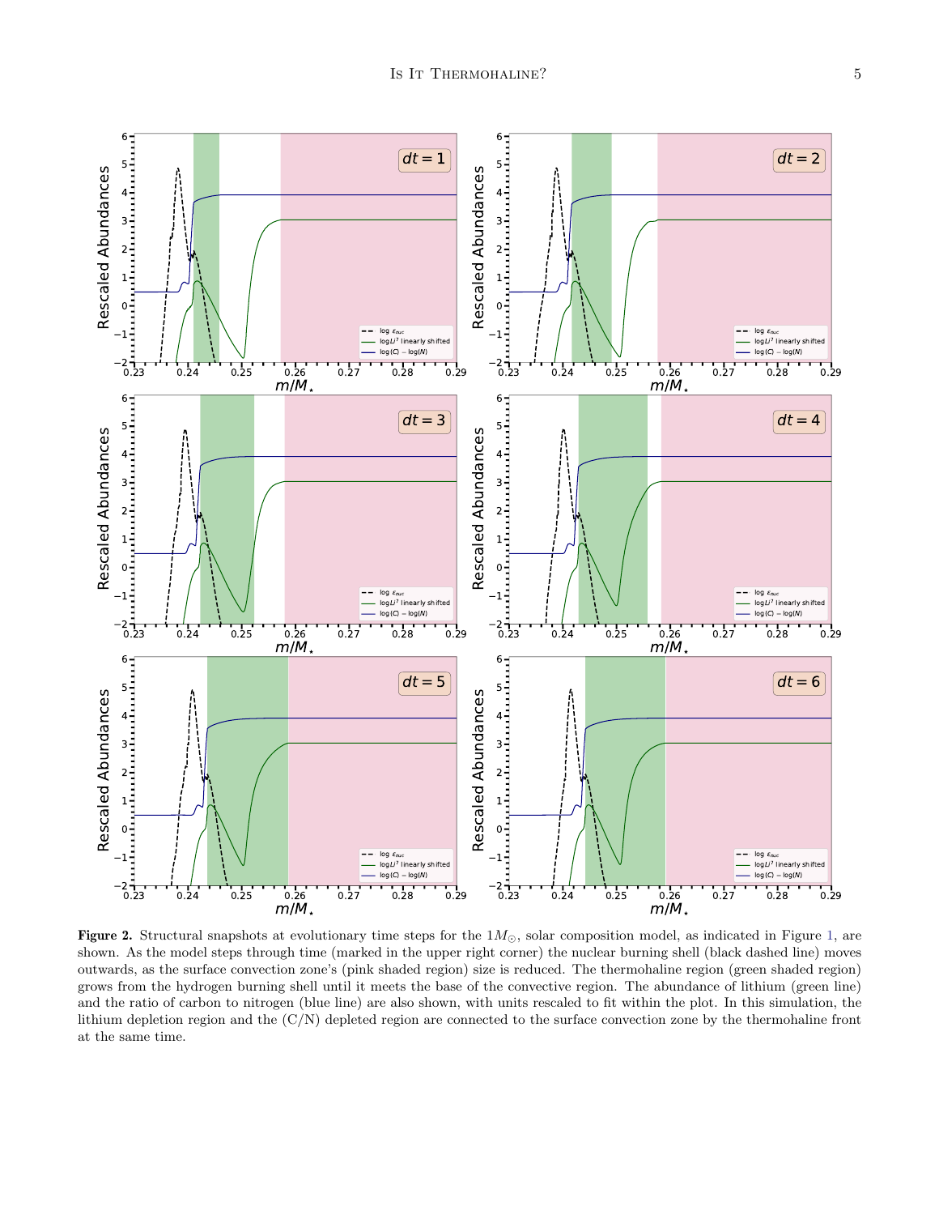**Figure 2.** Structural snapshots at evolutionary time steps for the $1M_{\odot}$, solar composition model, as indicated in Figure 1, are shown. As the model steps through time (marked in the upper right corner) the nuclear burning shell (black dashed line) moves outwards, as the surface convection zone's (pink shaded region) size is reduced. The thermohaline region (green shaded region) grows from the hydrogen burning shell until it meets the base of the convective region. The abundance of lithium (green line) and the ratio of carbon to nitrogen (blue line) are also shown, with units rescaled to fit within the plot. In this simulation, the lithium depletion region and the (C/N) depleted region are connected to the surface convection zone by the thermohaline front at the same time.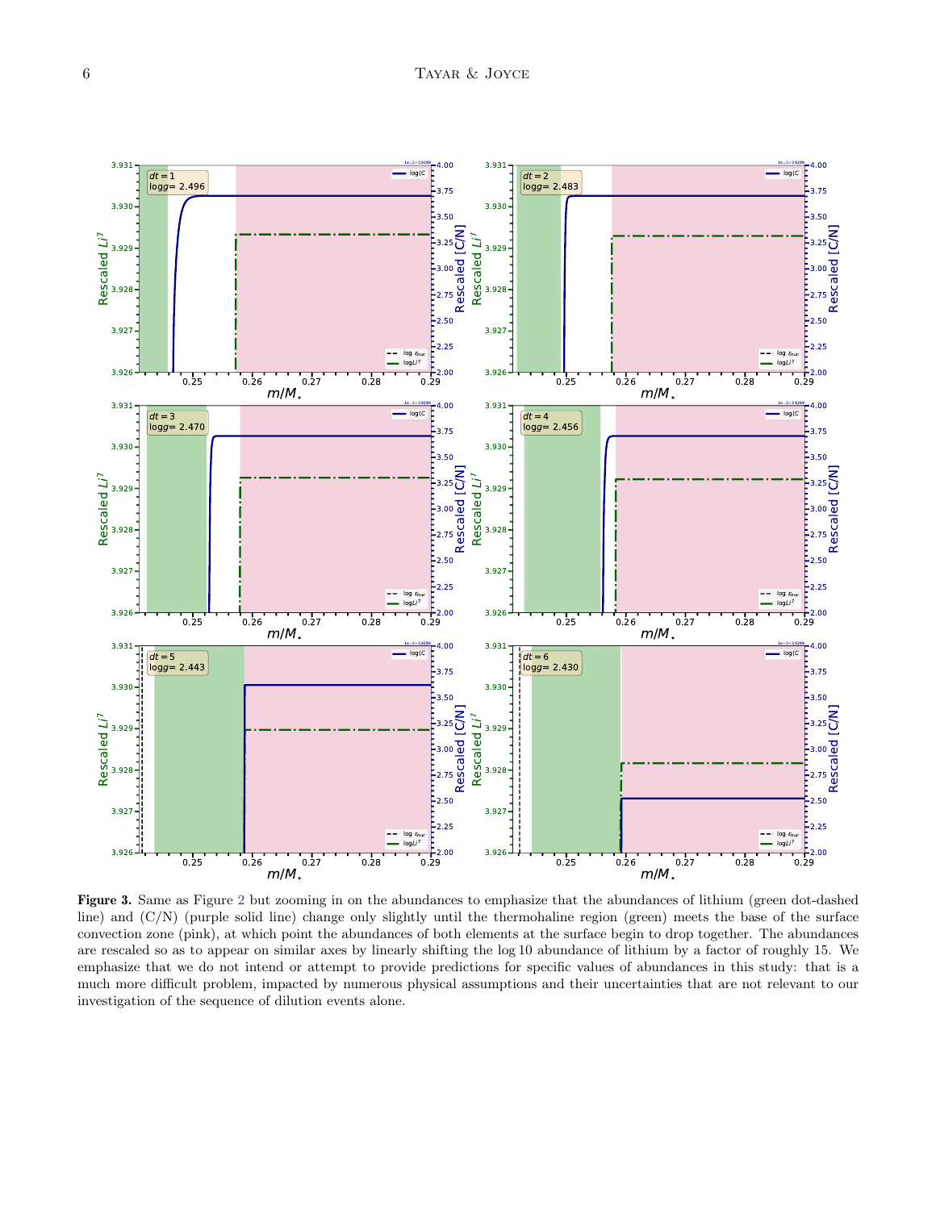**Figure 3.** Same as Figure 2 but zooming in on the abundances to emphasize that the abundances of lithium (green dot-dashed line) and (C/N) (purple solid line) change only slightly until the thermohaline region (green) meets the base of the surface convection zone (pink), at which point the abundances of both elements at the surface begin to drop together. The abundances are rescaled so as to appear on similar axes by linearly shifting the log 10 abundance of lithium by a factor of roughly 15. We emphasize that we do not intend or attempt to provide predictions for specific values of abundances in this study: that is a much more difficult problem, impacted by numerous physical assumptions and their uncertainties that are not relevant to our investigation of the sequence of dilution events alone.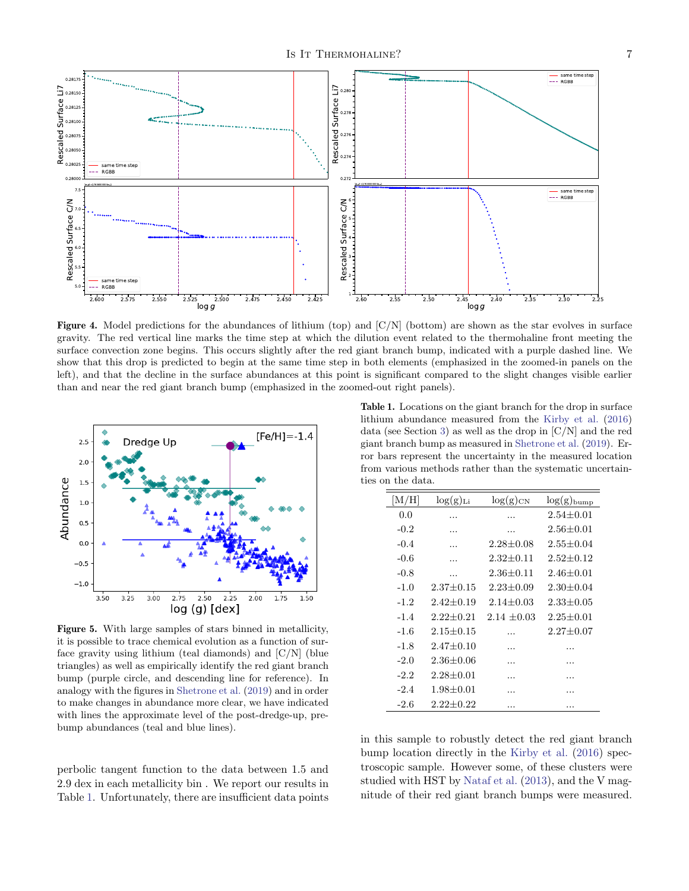**Figure 4.** Model predictions for the abundances of lithium (top) and [C/N] (bottom) are shown as the star evolves in surface gravity. The red vertical line marks the time step at which the dilution event related to the thermohaline front meeting the surface convection zone begins. This occurs slightly after the red giant branch bump, indicated with a purple dashed line. We show that this drop is predicted to begin at the same time step in both elements (emphasized in the zoomed-in panels on the left), and that the decline in the surface abundances at this point is significant compared to the slight changes visible earlier than and near the red giant branch bump (emphasized in the zoomed-out right panels).

**Figure 5.** With large samples of stars binned in metallicity, it is possible to trace chemical evolution as a function of surface gravity using lithium (teal diamonds) and [C/N] (blue triangles) as well as empirically identify the red giant branch bump (purple circle, and descending line for reference). In analogy with the figures in Shetrone et al. (2019) and in order to make changes in abundance more clear, we have indicated with lines the approximate level of the post-dredge-up, pre-bump abundances (teal and blue lines).

perbolic tangent function to the data between 1.5 and 2.9 dex in each metallicity bin . We report our results in Table 1. Unfortunately, there are insufficient data points in this sample to robustly detect the red giant branch bump location directly in the Kirby et al. (2016) spectroscopic sample. However some, of these clusters were studied with HST by Nataf et al. (2013), and the V magnitude of their red giant branch bumps were measured.

**Table 1.** Locations on the giant branch for the drop in surface lithium abundance measured from the Kirby et al. (2016) data (see Section 3) as well as the drop in [C/N] and the red giant branch bump as measured in Shetrone et al. (2019). Error bars represent the uncertainty in the measured location from various methods rather than the systematic uncertainties on the data.

| [M/H] | $\log(g)_{\rm Li}$ | $\log(g)_{\rm CN}$ | $\log(g)_{\rm bump}$ |
|---|---|---|---|
| 0.0 | ... | ... | 2.54±0.01 |
| -0.2 | ... | ... | 2.56±0.01 |
| -0.4 | ... | 2.28±0.08 | 2.55±0.04 |
| -0.6 | ... | 2.32±0.11 | 2.52±0.12 |
| -0.8 | ... | 2.36±0.11 | 2.46±0.01 |
| -1.0 | 2.37±0.15 | 2.23±0.09 | 2.30±0.04 |
| -1.2 | 2.42±0.19 | 2.14±0.03 | 2.33±0.05 |
| -1.4 | 2.22±0.21 | 2.14 ±0.03 | 2.25±0.01 |
| -1.6 | 2.15±0.15 | ... | 2.27±0.07 |
| -1.8 | 2.47±0.10 | ... | ... |
| -2.0 | 2.36±0.06 | ... | ... |
| -2.2 | 2.28±0.01 | ... | ... |
| -2.4 | 1.98±0.01 | ... | ... |
| -2.6 | 2.22±0.22 | ... | ... |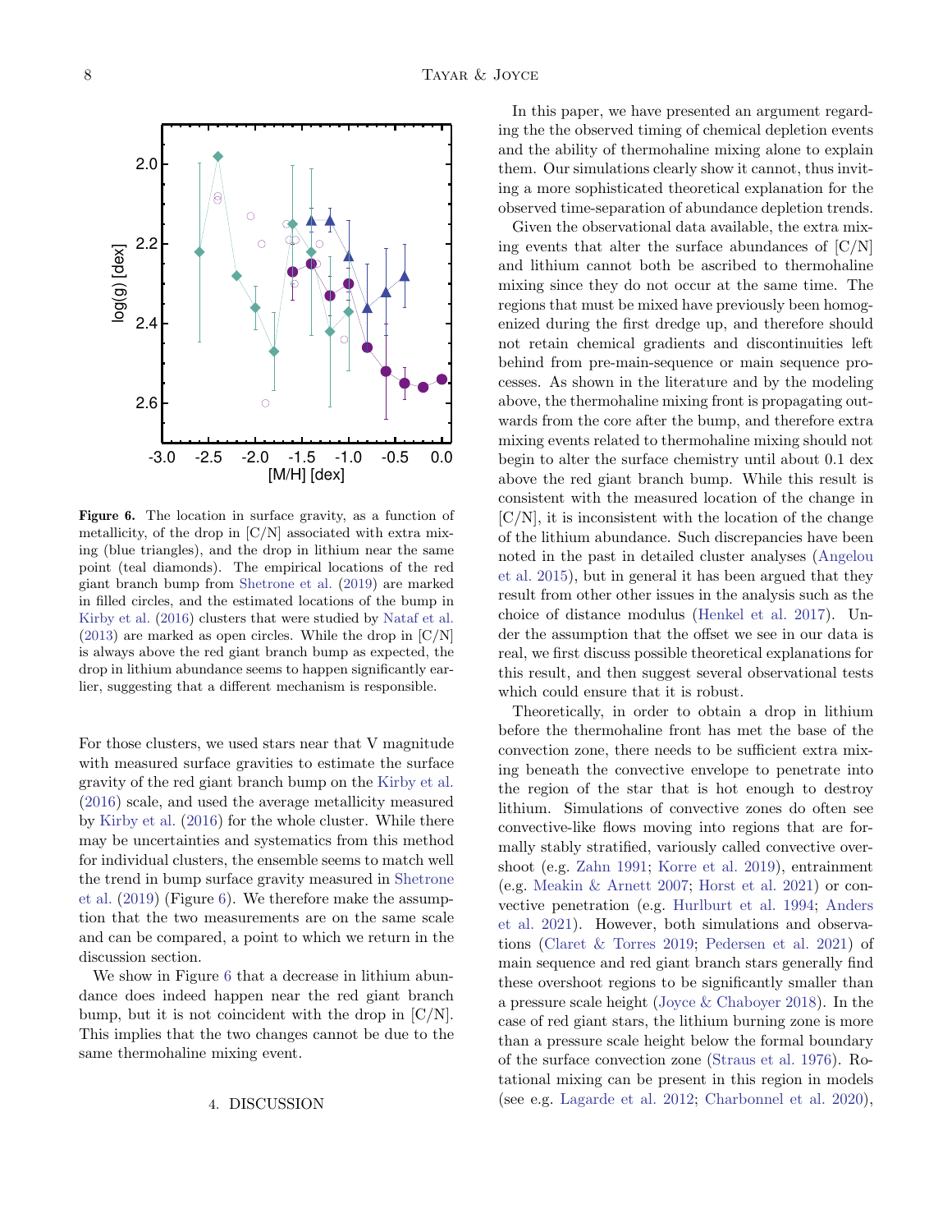**Figure 6.** The location in surface gravity, as a function of metallicity, of the drop in [C/N] associated with extra mixing (blue triangles), and the drop in lithium near the same point (teal diamonds). The empirical locations of the red giant branch bump from Shetrone et al. (2019) are marked in filled circles, and the estimated locations of the bump in Kirby et al. (2016) clusters that were studied by Nataf et al. (2013) are marked as open circles. While the drop in [C/N] is always above the red giant branch bump as expected, the drop in lithium abundance seems to happen significantly earlier, suggesting that a different mechanism is responsible.

For those clusters, we used stars near that V magnitude with measured surface gravities to estimate the surface gravity of the red giant branch bump on the Kirby et al. (2016) scale, and used the average metallicity measured by Kirby et al. (2016) for the whole cluster. While there may be uncertainties and systematics from this method for individual clusters, the ensemble seems to match well the trend in bump surface gravity measured in Shetrone et al. (2019) (Figure 6). We therefore make the assumption that the two measurements are on the same scale and can be compared, a point to which we return in the discussion section.

We show in Figure 6 that a decrease in lithium abundance does indeed happen near the red giant branch bump, but it is not coincident with the drop in [C/N]. This implies that the two changes cannot be due to the same thermohaline mixing event.

## 4. DISCUSSION

In this paper, we have presented an argument regarding the the observed timing of chemical depletion events and the ability of thermohaline mixing alone to explain them. Our simulations clearly show it cannot, thus inviting a more sophisticated theoretical explanation for the observed time-separation of abundance depletion trends.

Given the observational data available, the extra mixing events that alter the surface abundances of [C/N] and lithium cannot both be ascribed to thermohaline mixing since they do not occur at the same time. The regions that must be mixed have previously been homogenized during the first dredge up, and therefore should not retain chemical gradients and discontinuities left behind from pre-main-sequence or main sequence processes. As shown in the literature and by the modeling above, the thermohaline mixing front is propagating outwards from the core after the bump, and therefore extra mixing events related to thermohaline mixing should not begin to alter the surface chemistry until about 0.1 dex above the red giant branch bump. While this result is consistent with the measured location of the change in [C/N], it is inconsistent with the location of the change of the lithium abundance. Such discrepancies have been noted in the past in detailed cluster analyses (Angelou et al. 2015), but in general it has been argued that they result from other other issues in the analysis such as the choice of distance modulus (Henkel et al. 2017). Under the assumption that the offset we see in our data is real, we first discuss possible theoretical explanations for this result, and then suggest several observational tests which could ensure that it is robust.

Theoretically, in order to obtain a drop in lithium before the thermohaline front has met the base of the convection zone, there needs to be sufficient extra mixing beneath the convective envelope to penetrate into the region of the star that is hot enough to destroy lithium. Simulations of convective zones do often see convective-like flows moving into regions that are formally stably stratified, variously called convective overshoot (e.g. Zahn 1991; Korre et al. 2019), entrainment (e.g. Meakin & Arnett 2007; Horst et al. 2021) or convective penetration (e.g. Hurlburt et al. 1994; Anders et al. 2021). However, both simulations and observations (Claret & Torres 2019; Pedersen et al. 2021) of main sequence and red giant branch stars generally find these overshoot regions to be significantly smaller than a pressure scale height (Joyce & Chaboyer 2018). In the case of red giant stars, the lithium burning zone is more than a pressure scale height below the formal boundary of the surface convection zone (Straus et al. 1976). Rotational mixing can be present in this region in models (see e.g. Lagarde et al. 2012; Charbonnel et al. 2020),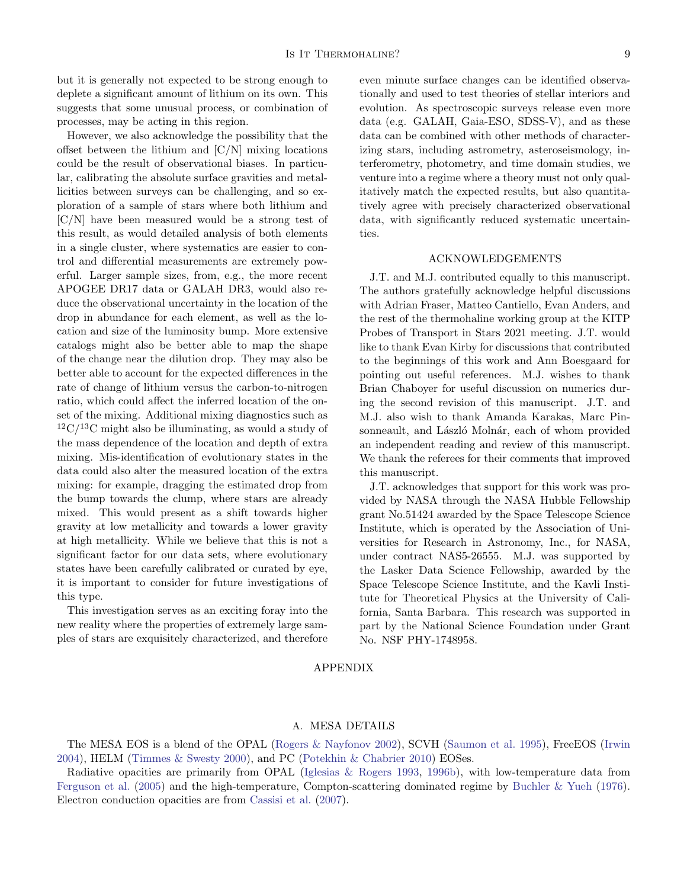but it is generally not expected to be strong enough to deplete a significant amount of lithium on its own. This suggests that some unusual process, or combination of processes, may be acting in this region.

However, we also acknowledge the possibility that the offset between the lithium and [C/N] mixing locations could be the result of observational biases. In particular, calibrating the absolute surface gravities and metallicities between surveys can be challenging, and so exploration of a sample of stars where both lithium and [C/N] have been measured would be a strong test of this result, as would detailed analysis of both elements in a single cluster, where systematics are easier to control and differential measurements are extremely powerful. Larger sample sizes, from, e.g., the more recent APOGEE DR17 data or GALAH DR3, would also reduce the observational uncertainty in the location of the drop in abundance for each element, as well as the location and size of the luminosity bump. More extensive catalogs might also be better able to map the shape of the change near the dilution drop. They may also be better able to account for the expected differences in the rate of change of lithium versus the carbon-to-nitrogen ratio, which could affect the inferred location of the onset of the mixing. Additional mixing diagnostics such as $^{12}C/^{13}C$ might also be illuminating, as would a study of the mass dependence of the location and depth of extra mixing. Mis-identification of evolutionary states in the data could also alter the measured location of the extra mixing: for example, dragging the estimated drop from the bump towards the clump, where stars are already mixed. This would present as a shift towards higher gravity at low metallicity and towards a lower gravity at high metallicity. While we believe that this is not a significant factor for our data sets, where evolutionary states have been carefully calibrated or curated by eye, it is important to consider for future investigations of this type.

This investigation serves as an exciting foray into the new reality where the properties of extremely large samples of stars are exquisitely characterized, and therefore even minute surface changes can be identified observationally and used to test theories of stellar interiors and evolution. As spectroscopic surveys release even more data (e.g. GALAH, Gaia-ESO, SDSS-V), and as these data can be combined with other methods of characterizing stars, including astrometry, asteroseismology, interferometry, photometry, and time domain studies, we venture into a regime where a theory must not only qualitatively match the expected results, but also quantitatively agree with precisely characterized observational data, with significantly reduced systematic uncertainties.

## ACKNOWLEDGEMENTS

J.T. and M.J. contributed equally to this manuscript. The authors gratefully acknowledge helpful discussions with Adrian Fraser, Matteo Cantiello, Evan Anders, and the rest of the thermohaline working group at the KITP Probes of Transport in Stars 2021 meeting. J.T. would like to thank Evan Kirby for discussions that contributed to the beginnings of this work and Ann Boesgaard for pointing out useful references. M.J. wishes to thank Brian Chaboyer for useful discussion on numerics during the second revision of this manuscript. J.T. and M.J. also wish to thank Amanda Karakas, Marc Pinsonneault, and László Molnár, each of whom provided an independent reading and review of this manuscript. We thank the referees for their comments that improved this manuscript.

J.T. acknowledges that support for this work was provided by NASA through the NASA Hubble Fellowship grant No.51424 awarded by the Space Telescope Science Institute, which is operated by the Association of Universities for Research in Astronomy, Inc., for NASA, under contract NAS5-26555. M.J. was supported by the Lasker Data Science Fellowship, awarded by the Space Telescope Science Institute, and the Kavli Institute for Theoretical Physics at the University of California, Santa Barbara. This research was supported in part by the National Science Foundation under Grant No. NSF PHY-1748958.

# APPENDIX

## A. MESA DETAILS

The MESA EOS is a blend of the OPAL (Rogers & Nayfonov 2002), SCVH (Saumon et al. 1995), FreeEOS (Irwin 2004), HELM (Timmes & Swesty 2000), and PC (Potekhin & Chabrier 2010) EOSes.

Radiative opacities are primarily from OPAL (Iglesias & Rogers 1993, 1996b), with low-temperature data from Ferguson et al. (2005) and the high-temperature, Compton-scattering dominated regime by Buchler & Yueh (1976). Electron conduction opacities are from Cassisi et al. (2007).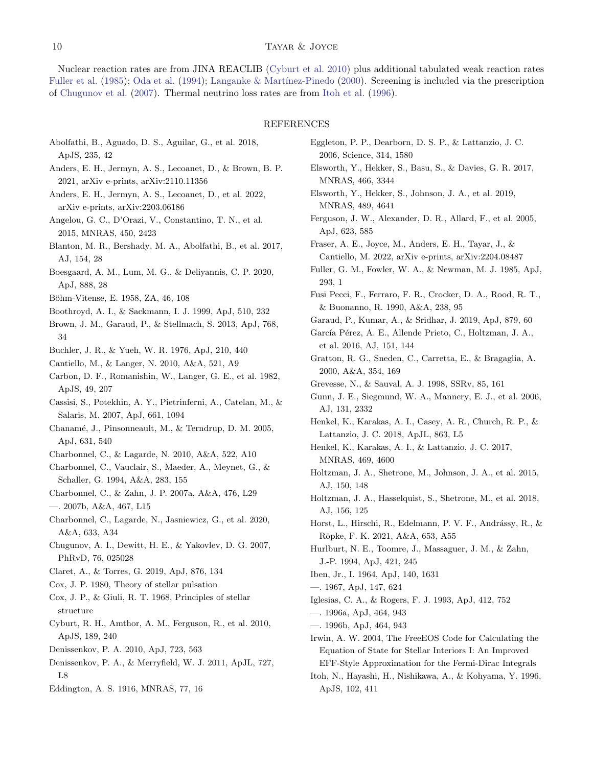Nuclear reaction rates are from JINA REACLIB (Cyburt et al. 2010) plus additional tabulated weak reaction rates Fuller et al. (1985); Oda et al. (1994); Langanke & Martínez-Pinedo (2000). Screening is included via the prescription of Chugunov et al. (2007). Thermal neutrino loss rates are from Itoh et al. (1996).

## REFERENCES

Abolfathi, B., Aguado, D. S., Aguilar, G., et al. 2018, ApJS, 235, 42

Anders, E. H., Jermyn, A. S., Lecoanet, D., & Brown, B. P. 2021, arXiv e-prints, arXiv:2110.11356

Anders, E. H., Jermyn, A. S., Lecoanet, D., et al. 2022, arXiv e-prints, arXiv:2203.06186

Angelou, G. C., D'Orazi, V., Constantino, T. N., et al. 2015, MNRAS, 450, 2423

Blanton, M. R., Bershady, M. A., Abolfathi, B., et al. 2017, AJ, 154, 28

Boesgaard, A. M., Lum, M. G., & Deliyannis, C. P. 2020, ApJ, 888, 28

Böhm-Vitense, E. 1958, ZA, 46, 108

Boothroyd, A. I., & Sackmann, I. J. 1999, ApJ, 510, 232

Brown, J. M., Garaud, P., & Stellmach, S. 2013, ApJ, 768, 34

Buchler, J. R., & Yueh, W. R. 1976, ApJ, 210, 440

Cantiello, M., & Langer, N. 2010, A&A, 521, A9

Carbon, D. F., Romanishin, W., Langer, G. E., et al. 1982, ApJS, 49, 207

Cassisi, S., Potekhin, A. Y., Pietrinferni, A., Catelan, M., & Salaris, M. 2007, ApJ, 661, 1094

Chanamé, J., Pinsonneault, M., & Terndrup, D. M. 2005, ApJ, 631, 540

Charbonnel, C., & Lagarde, N. 2010, A&A, 522, A10

Charbonnel, C., Vauclair, S., Maeder, A., Meynet, G., & Schaller, G. 1994, A&A, 283, 155

Charbonnel, C., & Zahn, J. P. 2007a, A&A, 476, L29

—. 2007b, A&A, 467, L15

Charbonnel, C., Lagarde, N., Jasniewicz, G., et al. 2020, A&A, 633, A34

Chugunov, A. I., Dewitt, H. E., & Yakovlev, D. G. 2007, PhRvD, 76, 025028

Claret, A., & Torres, G. 2019, ApJ, 876, 134

Cox, J. P. 1980, Theory of stellar pulsation

Cox, J. P., & Giuli, R. T. 1968, Principles of stellar structure

Cyburt, R. H., Amthor, A. M., Ferguson, R., et al. 2010, ApJS, 189, 240

Denissenkov, P. A. 2010, ApJ, 723, 563

Denissenkov, P. A., & Merryfield, W. J. 2011, ApJL, 727, L8

Eddington, A. S. 1916, MNRAS, 77, 16

Eggleton, P. P., Dearborn, D. S. P., & Lattanzio, J. C. 2006, Science, 314, 1580

Elsworth, Y., Hekker, S., Basu, S., & Davies, G. R. 2017, MNRAS, 466, 3344

Elsworth, Y., Hekker, S., Johnson, J. A., et al. 2019, MNRAS, 489, 4641

Ferguson, J. W., Alexander, D. R., Allard, F., et al. 2005, ApJ, 623, 585

Fraser, A. E., Joyce, M., Anders, E. H., Tayar, J., & Cantiello, M. 2022, arXiv e-prints, arXiv:2204.08487

Fuller, G. M., Fowler, W. A., & Newman, M. J. 1985, ApJ, 293, 1

Fusi Pecci, F., Ferraro, F. R., Crocker, D. A., Rood, R. T., & Buonanno, R. 1990, A&A, 238, 95

Garaud, P., Kumar, A., & Sridhar, J. 2019, ApJ, 879, 60

García Pérez, A. E., Allende Prieto, C., Holtzman, J. A., et al. 2016, AJ, 151, 144

Gratton, R. G., Sneden, C., Carretta, E., & Bragaglia, A. 2000, A&A, 354, 169

Grevesse, N., & Sauval, A. J. 1998, SSRv, 85, 161

Gunn, J. E., Siegmund, W. A., Mannery, E. J., et al. 2006, AJ, 131, 2332

Henkel, K., Karakas, A. I., Casey, A. R., Church, R. P., & Lattanzio, J. C. 2018, ApJL, 863, L5

Henkel, K., Karakas, A. I., & Lattanzio, J. C. 2017, MNRAS, 469, 4600

Holtzman, J. A., Shetrone, M., Johnson, J. A., et al. 2015, AJ, 150, 148

Holtzman, J. A., Hasselquist, S., Shetrone, M., et al. 2018, AJ, 156, 125

Horst, L., Hirschi, R., Edelmann, P. V. F., Andrássy, R., & Röpke, F. K. 2021, A&A, 653, A55

Hurlburt, N. E., Toomre, J., Massaguer, J. M., & Zahn, J.-P. 1994, ApJ, 421, 245

Iben, Jr., I. 1964, ApJ, 140, 1631

—. 1967, ApJ, 147, 624

Iglesias, C. A., & Rogers, F. J. 1993, ApJ, 412, 752

—. 1996a, ApJ, 464, 943

—. 1996b, ApJ, 464, 943

Irwin, A. W. 2004, The FreeEOS Code for Calculating the Equation of State for Stellar Interiors I: An Improved EFF-Style Approximation for the Fermi-Dirac Integrals

Itoh, N., Hayashi, H., Nishikawa, A., & Kohyama, Y. 1996, ApJS, 102, 411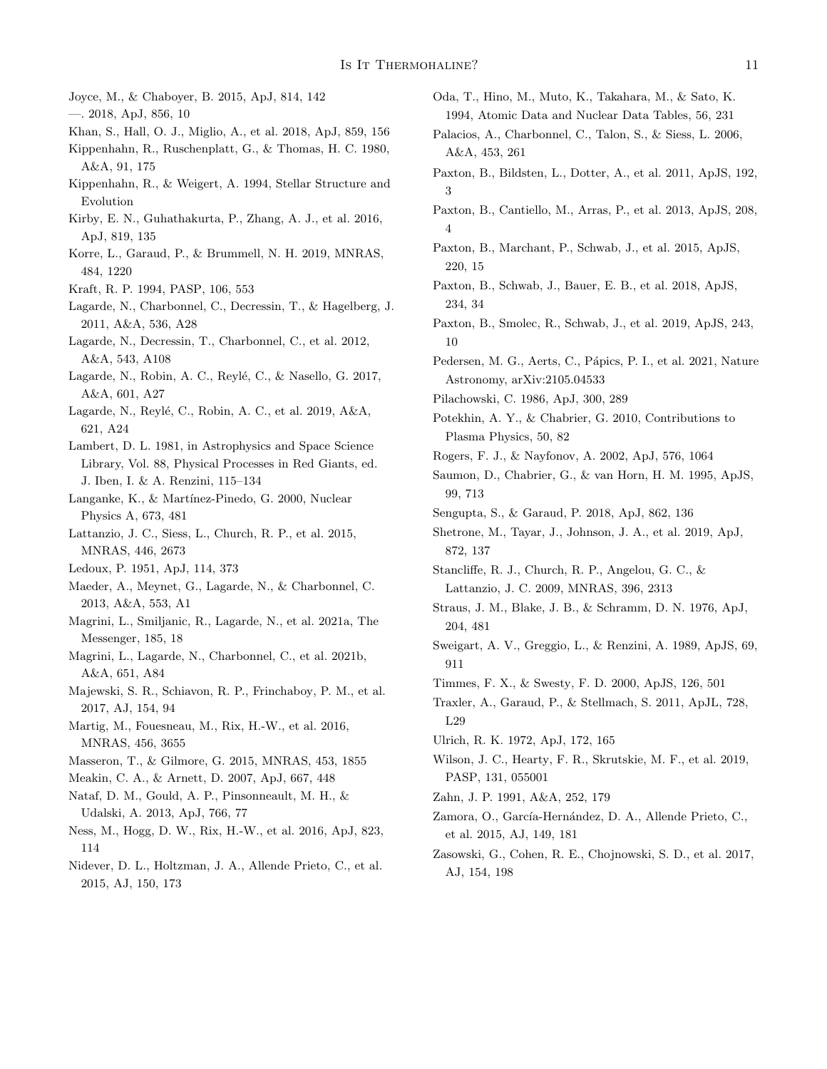Joyce, M., & Chaboyer, B. 2015, ApJ, 814, 142

—. 2018, ApJ, 856, 10

Khan, S., Hall, O. J., Miglio, A., et al. 2018, ApJ, 859, 156

Kippenhahn, R., Ruschenplatt, G., & Thomas, H. C. 1980, A&A, 91, 175

Kippenhahn, R., & Weigert, A. 1994, Stellar Structure and Evolution

Kirby, E. N., Guhathakurta, P., Zhang, A. J., et al. 2016, ApJ, 819, 135

Korre, L., Garaud, P., & Brummell, N. H. 2019, MNRAS, 484, 1220

Kraft, R. P. 1994, PASP, 106, 553

Lagarde, N., Charbonnel, C., Decressin, T., & Hagelberg, J. 2011, A&A, 536, A28

Lagarde, N., Decressin, T., Charbonnel, C., et al. 2012, A&A, 543, A108

Lagarde, N., Robin, A. C., Reylé, C., & Nasello, G. 2017, A&A, 601, A27

Lagarde, N., Reylé, C., Robin, A. C., et al. 2019, A&A, 621, A24

Lambert, D. L. 1981, in Astrophysics and Space Science Library, Vol. 88, Physical Processes in Red Giants, ed. J. Iben, I. & A. Renzini, 115–134

Langanke, K., & Martínez-Pinedo, G. 2000, Nuclear Physics A, 673, 481

Lattanzio, J. C., Siess, L., Church, R. P., et al. 2015, MNRAS, 446, 2673

Ledoux, P. 1951, ApJ, 114, 373

Maeder, A., Meynet, G., Lagarde, N., & Charbonnel, C. 2013, A&A, 553, A1

Magrini, L., Smiljanic, R., Lagarde, N., et al. 2021a, The Messenger, 185, 18

Magrini, L., Lagarde, N., Charbonnel, C., et al. 2021b, A&A, 651, A84

Majewski, S. R., Schiavon, R. P., Frinchaboy, P. M., et al. 2017, AJ, 154, 94

Martig, M., Fouesneau, M., Rix, H.-W., et al. 2016, MNRAS, 456, 3655

Masseron, T., & Gilmore, G. 2015, MNRAS, 453, 1855

Meakin, C. A., & Arnett, D. 2007, ApJ, 667, 448

Nataf, D. M., Gould, A. P., Pinsonneault, M. H., & Udalski, A. 2013, ApJ, 766, 77

Ness, M., Hogg, D. W., Rix, H.-W., et al. 2016, ApJ, 823, 114

Nidever, D. L., Holtzman, J. A., Allende Prieto, C., et al. 2015, AJ, 150, 173

Oda, T., Hino, M., Muto, K., Takahara, M., & Sato, K. 1994, Atomic Data and Nuclear Data Tables, 56, 231

Palacios, A., Charbonnel, C., Talon, S., & Siess, L. 2006, A&A, 453, 261

Paxton, B., Bildsten, L., Dotter, A., et al. 2011, ApJS, 192, 3

Paxton, B., Cantiello, M., Arras, P., et al. 2013, ApJS, 208, 4

Paxton, B., Marchant, P., Schwab, J., et al. 2015, ApJS, 220, 15

Paxton, B., Schwab, J., Bauer, E. B., et al. 2018, ApJS, 234, 34

Paxton, B., Smolec, R., Schwab, J., et al. 2019, ApJS, 243, 10

Pedersen, M. G., Aerts, C., Pápics, P. I., et al. 2021, Nature Astronomy, arXiv:2105.04533

Pilachowski, C. 1986, ApJ, 300, 289

Potekhin, A. Y., & Chabrier, G. 2010, Contributions to Plasma Physics, 50, 82

Rogers, F. J., & Nayfonov, A. 2002, ApJ, 576, 1064

Saumon, D., Chabrier, G., & van Horn, H. M. 1995, ApJS, 99, 713

Sengupta, S., & Garaud, P. 2018, ApJ, 862, 136

Shetrone, M., Tayar, J., Johnson, J. A., et al. 2019, ApJ, 872, 137

Stancliffe, R. J., Church, R. P., Angelou, G. C., & Lattanzio, J. C. 2009, MNRAS, 396, 2313

Straus, J. M., Blake, J. B., & Schramm, D. N. 1976, ApJ, 204, 481

Sweigart, A. V., Greggio, L., & Renzini, A. 1989, ApJS, 69, 911

Timmes, F. X., & Swesty, F. D. 2000, ApJS, 126, 501

Traxler, A., Garaud, P., & Stellmach, S. 2011, ApJL, 728, L29

Ulrich, R. K. 1972, ApJ, 172, 165

Wilson, J. C., Hearty, F. R., Skrutskie, M. F., et al. 2019, PASP, 131, 055001

Zahn, J. P. 1991, A&A, 252, 179

Zamora, O., García-Hernández, D. A., Allende Prieto, C., et al. 2015, AJ, 149, 181

Zasowski, G., Cohen, R. E., Chojnowski, S. D., et al. 2017, AJ, 154, 198